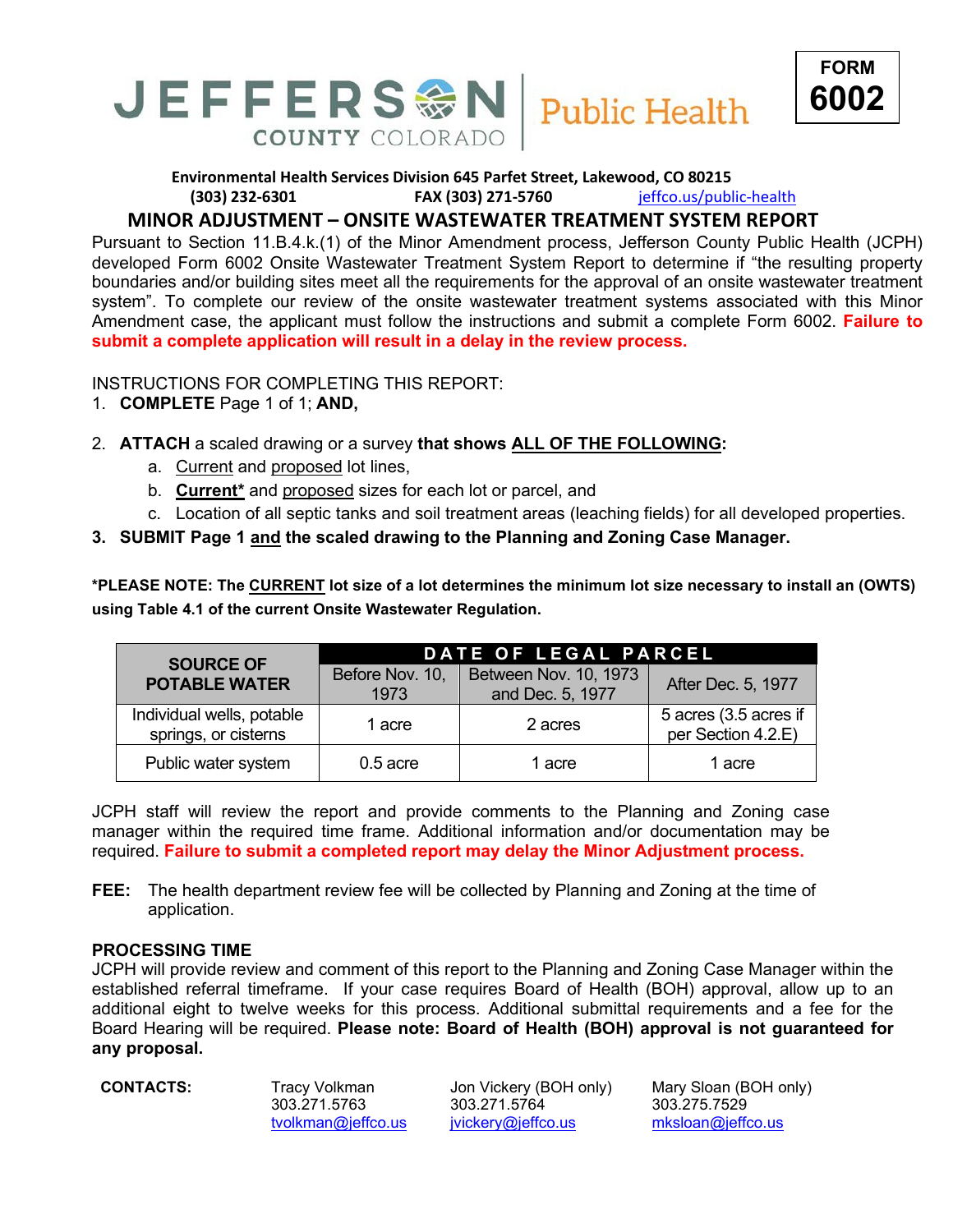JEFFERSON COUNTY COLORADO | Public Health

**FORM 6002**

**Environmental Health Services Division 645 Parfet Street, Lakewood, CO 80215**
**(303) 232-6301** **FAX (303) 271-5760** jeffco.us/public-health

## MINOR ADJUSTMENT – ONSITE WASTEWATER TREATMENT SYSTEM REPORT

Pursuant to Section 11.B.4.k.(1) of the Minor Amendment process, Jefferson County Public Health (JCPH) developed Form 6002 Onsite Wastewater Treatment System Report to determine if "the resulting property boundaries and/or building sites meet all the requirements for the approval of an onsite wastewater treatment system". To complete our review of the onsite wastewater treatment systems associated with this Minor Amendment case, the applicant must follow the instructions and submit a complete Form 6002. **Failure to submit a complete application will result in a delay in the review process.**

INSTRUCTIONS FOR COMPLETING THIS REPORT:

1. **COMPLETE** Page 1 of 1; **AND,**
2. **ATTACH** a scaled drawing or a survey **that shows ALL OF THE FOLLOWING:**
   a. Current and proposed lot lines,
   b. **Current*** and proposed sizes for each lot or parcel, and
   c. Location of all septic tanks and soil treatment areas (leaching fields) for all developed properties.
3. **SUBMIT Page 1 and the scaled drawing to the Planning and Zoning Case Manager.**

**\*PLEASE NOTE: The CURRENT lot size of a lot determines the minimum lot size necessary to install an (OWTS) using Table 4.1 of the current Onsite Wastewater Regulation.**

| SOURCE OF POTABLE WATER | DATE OF LEGAL PARCEL | | |
|---|---|---|---|
| | Before Nov. 10, 1973 | Between Nov. 10, 1973 and Dec. 5, 1977 | After Dec. 5, 1977 |
| Individual wells, potable springs, or cisterns | 1 acre | 2 acres | 5 acres (3.5 acres if per Section 4.2.E) |
| Public water system | 0.5 acre | 1 acre | 1 acre |

JCPH staff will review the report and provide comments to the Planning and Zoning case manager within the required time frame. Additional information and/or documentation may be required. **Failure to submit a completed report may delay the Minor Adjustment process.**

**FEE:** The health department review fee will be collected by Planning and Zoning at the time of application.

**PROCESSING TIME**

JCPH will provide review and comment of this report to the Planning and Zoning Case Manager within the established referral timeframe. If your case requires Board of Health (BOH) approval, allow up to an additional eight to twelve weeks for this process. Additional submittal requirements and a fee for the Board Hearing will be required. **Please note: Board of Health (BOH) approval is not guaranteed for any proposal.**

**CONTACTS:**

Tracy Volkman
303.271.5763
tvolkman@jeffco.us

Jon Vickery (BOH only)
303.271.5764
jvickery@jeffco.us

Mary Sloan (BOH only)
303.275.7529
mksloan@jeffco.us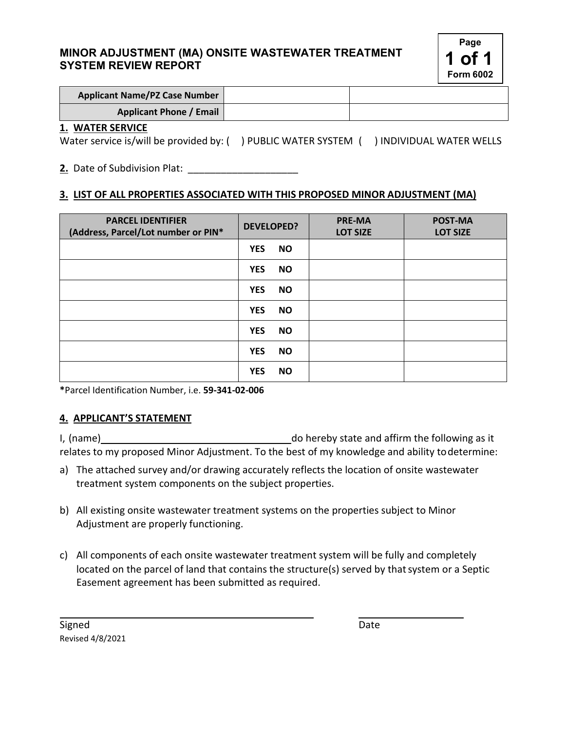# MINOR ADJUSTMENT (MA) ONSITE WASTEWATER TREATMENT SYSTEM REVIEW REPORT

Form 6002

| | | |
|---|---|---|
| **Applicant Name/PZ Case Number** | | |
| **Applicant Phone / Email** | | |

**1. WATER SERVICE**

Water service is/will be provided by: (  ) PUBLIC WATER SYSTEM (  ) INDIVIDUAL WATER WELLS

**2.** Date of Subdivision Plat: ____________________

**3. LIST OF ALL PROPERTIES ASSOCIATED WITH THIS PROPOSED MINOR ADJUSTMENT (MA)**

| PARCEL IDENTIFIER (Address, Parcel/Lot number or PIN* | DEVELOPED? | PRE-MA LOT SIZE | POST-MA LOT SIZE |
|---|---|---|---|
| | **YES NO** | | |
| | **YES NO** | | |
| | **YES NO** | | |
| | **YES NO** | | |
| | **YES NO** | | |
| | **YES NO** | | |
| | **YES NO** | | |

***Parcel Identification Number, i.e. **59-341-02-006**

**4. APPLICANT'S STATEMENT**

I, (name)____________________________do hereby state and affirm the following as it relates to my proposed Minor Adjustment. To the best of my knowledge and ability to determine:

a) The attached survey and/or drawing accurately reflects the location of onsite wastewater treatment system components on the subject properties.

b) All existing onsite wastewater treatment systems on the properties subject to Minor Adjustment are properly functioning.

c) All components of each onsite wastewater treatment system will be fully and completely located on the parcel of land that contains the structure(s) served by that system or a Septic Easement agreement has been submitted as required.

______________________________ ______________

Signed Date

Revised 4/8/2021